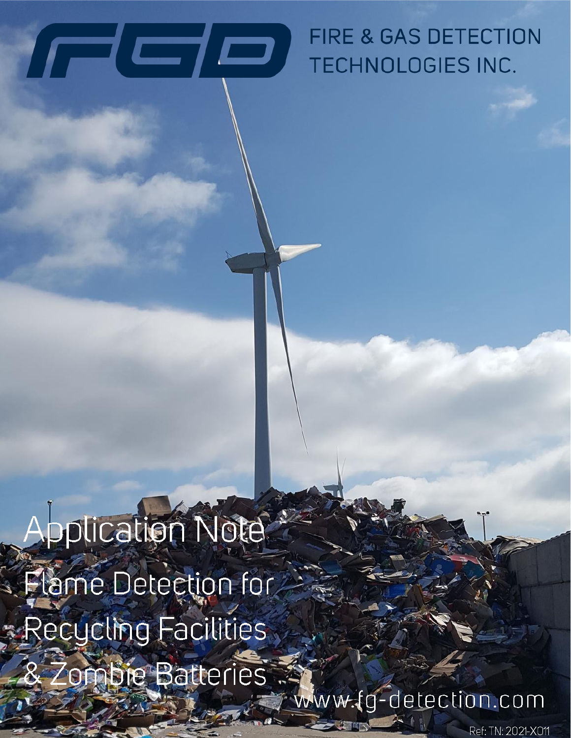# FGD

FIRE & GAS DETECTION TECHNOLOGIES INC.

# Application Note

## Flame Detection for Recycling Facilities & Zombie Batteries

www.fg-detection.com

Ref: TN: 2021-X011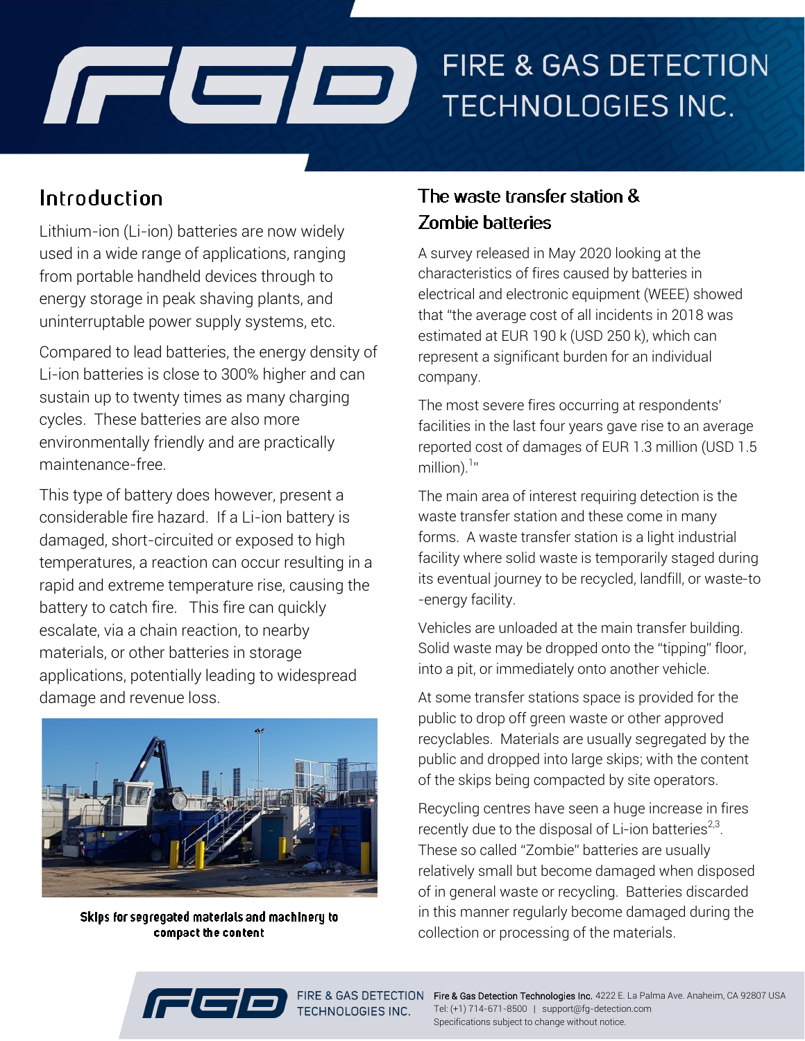# FIRE & GAS DETECTION TECHNOLOGIES INC.

## Introduction

Lithium-ion (Li-ion) batteries are now widely used in a wide range of applications, ranging from portable handheld devices through to energy storage in peak shaving plants, and uninterruptable power supply systems, etc.

Compared to lead batteries, the energy density of Li-ion batteries is close to 300% higher and can sustain up to twenty times as many charging cycles. These batteries are also more environmentally friendly and are practically maintenance-free.

This type of battery does however, present a considerable fire hazard. If a Li-ion battery is damaged, short-circuited or exposed to high temperatures, a reaction can occur resulting in a rapid and extreme temperature rise, causing the battery to catch fire. This fire can quickly escalate, via a chain reaction, to nearby materials, or other batteries in storage applications, potentially leading to widespread damage and revenue loss.

Skips for segregated materials and machinery to compact the content

## The waste transfer station & Zombie batteries

A survey released in May 2020 looking at the characteristics of fires caused by batteries in electrical and electronic equipment (WEEE) showed that "the average cost of all incidents in 2018 was estimated at EUR 190 k (USD 250 k), which can represent a significant burden for an individual company.

The most severe fires occurring at respondents' facilities in the last four years gave rise to an average reported cost of damages of EUR 1.3 million (USD 1.5 million).[1]"

The main area of interest requiring detection is the waste transfer station and these come in many forms. A waste transfer station is a light industrial facility where solid waste is temporarily staged during its eventual journey to be recycled, landfill, or waste-to-energy facility.

Vehicles are unloaded at the main transfer building. Solid waste may be dropped onto the "tipping" floor, into a pit, or immediately onto another vehicle.

At some transfer stations space is provided for the public to drop off green waste or other approved recyclables. Materials are usually segregated by the public and dropped into large skips; with the content of the skips being compacted by site operators.

Recycling centres have seen a huge increase in fires recently due to the disposal of Li-ion batteries[2,3]. These so called "Zombie" batteries are usually relatively small but become damaged when disposed of in general waste or recycling. Batteries discarded in this manner regularly become damaged during the collection or processing of the materials.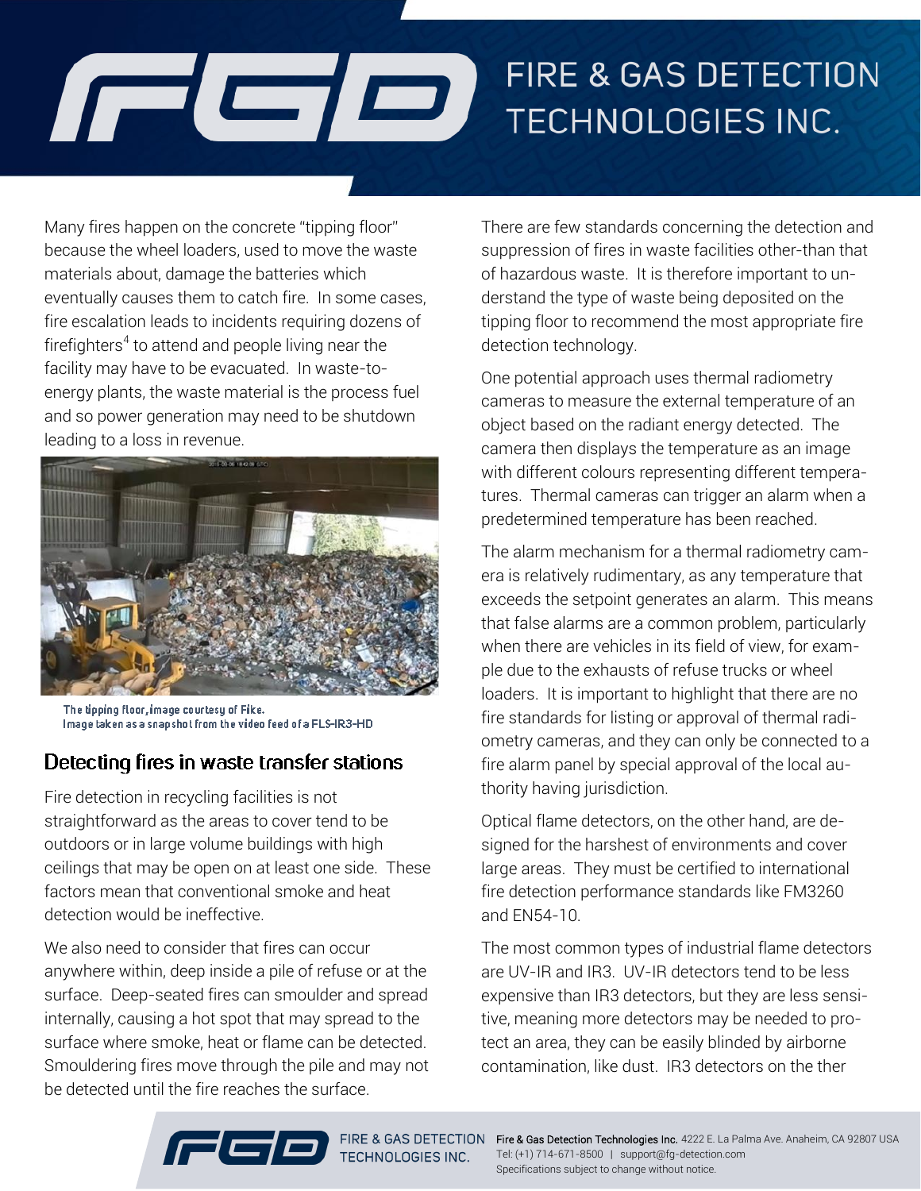Many fires happen on the concrete "tipping floor" because the wheel loaders, used to move the waste materials about, damage the batteries which eventually causes them to catch fire. In some cases, fire escalation leads to incidents requiring dozens of firefighters[4] to attend and people living near the facility may have to be evacuated. In waste-to-energy plants, the waste material is the process fuel and so power generation may need to be shutdown leading to a loss in revenue.

The tipping floor, image courtesy of Fike.
Image taken as a snapshot from the video feed of a FLS-IR3-HD

## Detecting fires in waste transfer stations

Fire detection in recycling facilities is not straightforward as the areas to cover tend to be outdoors or in large volume buildings with high ceilings that may be open on at least one side. These factors mean that conventional smoke and heat detection would be ineffective.

We also need to consider that fires can occur anywhere within, deep inside a pile of refuse or at the surface. Deep-seated fires can smoulder and spread internally, causing a hot spot that may spread to the surface where smoke, heat or flame can be detected. Smouldering fires move through the pile and may not be detected until the fire reaches the surface.

There are few standards concerning the detection and suppression of fires in waste facilities other-than that of hazardous waste. It is therefore important to understand the type of waste being deposited on the tipping floor to recommend the most appropriate fire detection technology.

One potential approach uses thermal radiometry cameras to measure the external temperature of an object based on the radiant energy detected. The camera then displays the temperature as an image with different colours representing different temperatures. Thermal cameras can trigger an alarm when a predetermined temperature has been reached.

The alarm mechanism for a thermal radiometry camera is relatively rudimentary, as any temperature that exceeds the setpoint generates an alarm. This means that false alarms are a common problem, particularly when there are vehicles in its field of view, for example due to the exhausts of refuse trucks or wheel loaders. It is important to highlight that there are no fire standards for listing or approval of thermal radiometry cameras, and they can only be connected to a fire alarm panel by special approval of the local authority having jurisdiction.

Optical flame detectors, on the other hand, are designed for the harshest of environments and cover large areas. They must be certified to international fire detection performance standards like FM3260 and EN54-10.

The most common types of industrial flame detectors are UV-IR and IR3. UV-IR detectors tend to be less expensive than IR3 detectors, but they are less sensitive, meaning more detectors may be needed to protect an area, they can be easily blinded by airborne contamination, like dust. IR3 detectors on the ther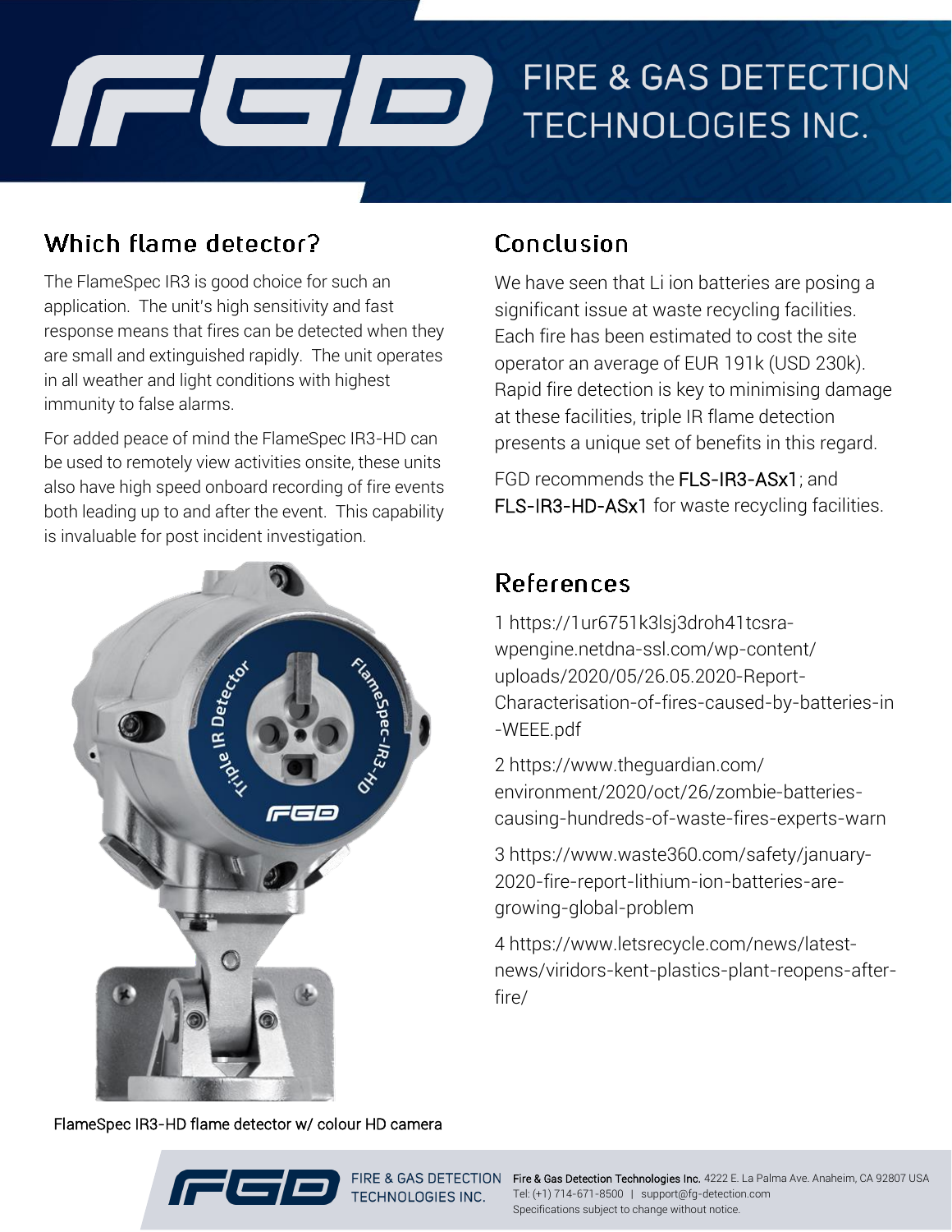## Which flame detector?

The FlameSpec IR3 is good choice for such an application. The unit's high sensitivity and fast response means that fires can be detected when they are small and extinguished rapidly. The unit operates in all weather and light conditions with highest immunity to false alarms.

For added peace of mind the FlameSpec IR3-HD can be used to remotely view activities onsite, these units also have high speed onboard recording of fire events both leading up to and after the event. This capability is invaluable for post incident investigation.

FlameSpec IR3-HD flame detector w/ colour HD camera

## Conclusion

We have seen that Li ion batteries are posing a significant issue at waste recycling facilities. Each fire has been estimated to cost the site operator an average of EUR 191k (USD 230k). Rapid fire detection is key to minimising damage at these facilities, triple IR flame detection presents a unique set of benefits in this regard.

FGD recommends the FLS-IR3-ASx1; and FLS-IR3-HD-ASx1 for waste recycling facilities.

## References

1 https://1ur6751k3lsj3droh41tcsra-wpengine.netdna-ssl.com/wp-content/uploads/2020/05/26.05.2020-Report-Characterisation-of-fires-caused-by-batteries-in-WEEE.pdf

2 https://www.theguardian.com/environment/2020/oct/26/zombie-batteries-causing-hundreds-of-waste-fires-experts-warn

3 https://www.waste360.com/safety/january-2020-fire-report-lithium-ion-batteries-are-growing-global-problem

4 https://www.letsrecycle.com/news/latest-news/viridors-kent-plastics-plant-reopens-after-fire/

**Fire & Gas Detection Technologies Inc.** 4222 E. La Palma Ave. Anaheim, CA 92807 USA
Tel: (+1) 714-671-8500 | support@fg-detection.com
Specifications subject to change without notice.